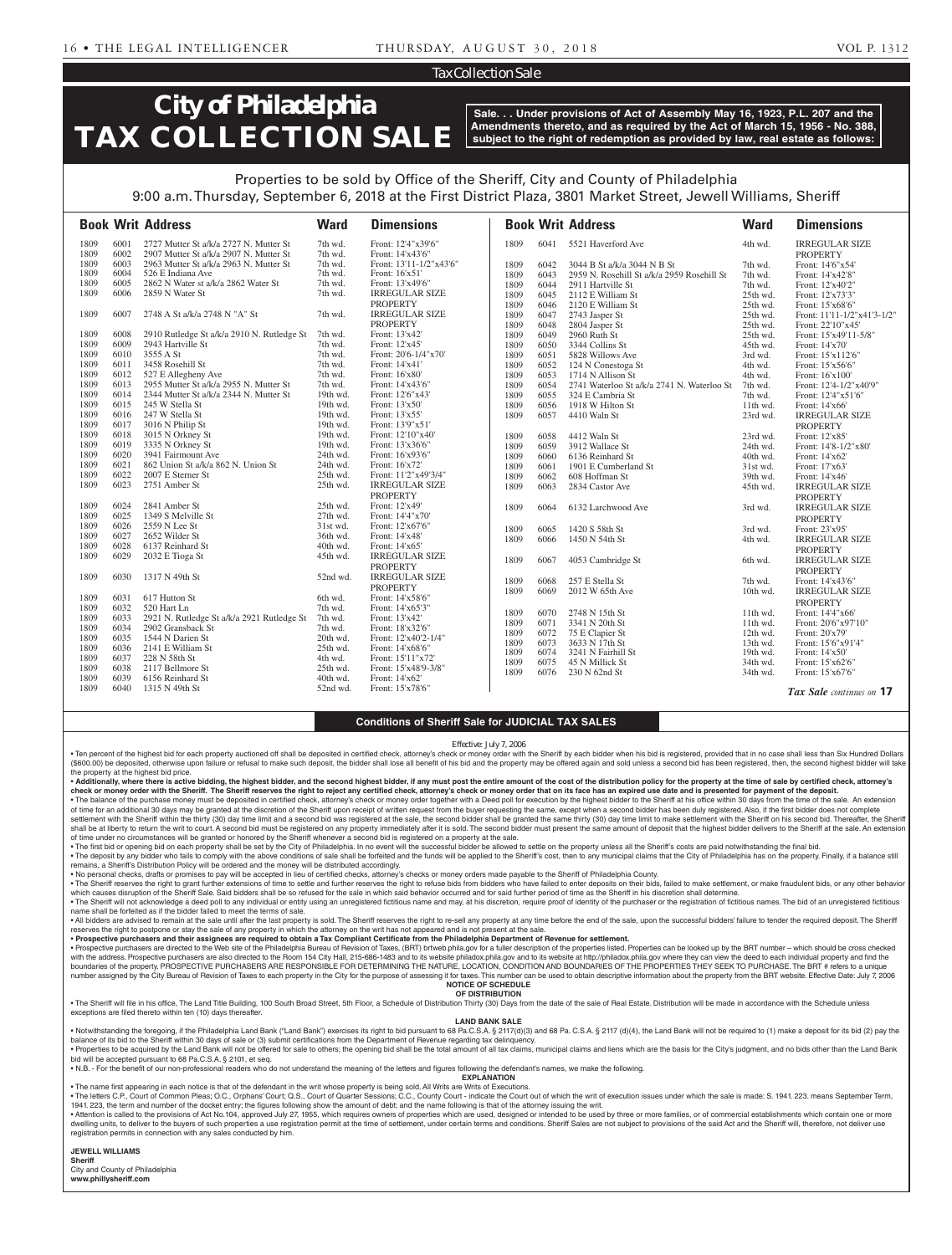Tax Collection Sale

# City of Philadelphia TAX COLLECTION SALE

**Sale. . . Under provisions of Act of Assembly May 16, 1923, P.L. 207 and the Amendments thereto, and as required by the Act of March 15, 1956 - No. 388, subject to the right of redemption as provided by law, real estate as follows:**

Properties to be sold by Office of the Sheriff, City and County of Philadelphia
9:00 a.m. Thursday, September 6, 2018 at the First District Plaza, 3801 Market Street, Jewell Williams, Sheriff

| Book | Writ | Address | Ward | Dimensions |
|---|---|---|---|---|
| 1809 | 6001 | 2727 Mutter St a/k/a 2727 N. Mutter St | 7th wd. | Front: 12'4"x39'6" |
| 1809 | 6002 | 2907 Mutter St a/k/a 2907 N. Mutter St | 7th wd. | Front: 14'x43'6" |
| 1809 | 6003 | 2963 Mutter St a/k/a 2963 N. Mutter St | 7th wd. | Front: 13'11-1/2"x43'6" |
| 1809 | 6004 | 526 E Indiana Ave | 7th wd. | Front: 16'x51' |
| 1809 | 6005 | 2862 N Water st a/k/a 2862 Water St | 7th wd. | Front: 13'x49'6" |
| 1809 | 6006 | 2859 N Water St | 7th wd. | IRREGULAR SIZE PROPERTY |
| 1809 | 6007 | 2748 A St a/k/a 2748 N "A" St | 7th wd. | IRREGULAR SIZE PROPERTY |
| 1809 | 6008 | 2910 Rutledge St a/k/a 2910 N. Rutledge St | 7th wd. | Front: 13'x42' |
| 1809 | 6009 | 2943 Hartville St | 7th wd. | Front: 12'x45' |
| 1809 | 6010 | 3555 A St | 7th wd. | Front: 20'6-1/4"x70' |
| 1809 | 6011 | 3458 Rosehill St | 7th wd. | Front: 14'x41' |
| 1809 | 6012 | 527 E Allegheny Ave | 7th wd. | Front: 16'x80' |
| 1809 | 6013 | 2955 Mutter St a/k/a 2955 N. Mutter St | 7th wd. | Front: 14'x43'6" |
| 1809 | 6014 | 2344 Mutter St a/k/a 2344 N. Mutter St | 19th wd. | Front: 12'6"x43' |
| 1809 | 6015 | 245 W Stella St | 19th wd. | Front: 13'x50' |
| 1809 | 6016 | 247 W Stella St | 19th wd. | Front: 13'x55' |
| 1809 | 6017 | 3016 N Philip St | 19th wd. | Front: 13'9"x51' |
| 1809 | 6018 | 3015 N Orkney St | 19th wd. | Front: 12'10"x40' |
| 1809 | 6019 | 3335 N Orkney St | 19th wd. | Front: 13'x36'6" |
| 1809 | 6020 | 3941 Fairmount Ave | 24th wd. | Front: 16'x93'6" |
| 1809 | 6021 | 862 Union St a/k/a 862 N. Union St | 24th wd. | Front: 16'x72' |
| 1809 | 6022 | 2007 E Sterner St | 25th wd. | Front: 11'2"x49'3/4" |
| 1809 | 6023 | 2751 Amber St | 25th wd. | IRREGULAR SIZE PROPERTY |
| 1809 | 6024 | 2841 Amber St | 25th wd. | Front: 12'x49' |
| 1809 | 6025 | 1349 S Melville St | 27th wd. | Front: 14'4"x70' |
| 1809 | 6026 | 2559 N Lee St | 31st wd. | Front: 12'x67'6" |
| 1809 | 6027 | 2652 Wilder St | 36th wd. | Front: 14'x48' |
| 1809 | 6028 | 6137 Reinhard St | 40th wd. | Front: 14'x65' |
| 1809 | 6029 | 2032 E Tioga St | 45th wd. | IRREGULAR SIZE PROPERTY |
| 1809 | 6030 | 1317 N 49th St | 52nd wd. | IRREGULAR SIZE PROPERTY |
| 1809 | 6031 | 617 Hutton St | 6th wd. | Front: 14'x58'6" |
| 1809 | 6032 | 520 Hart Ln | 7th wd. | Front: 14'x65'3" |
| 1809 | 6033 | 2921 N. Rutledge St a/k/a 2921 Rutledge St | 7th wd. | Front: 13'x42' |
| 1809 | 6034 | 2902 Gransback St | 7th wd. | Front: 18'x32'6" |
| 1809 | 6035 | 1544 N Darien St | 20th wd. | Front: 12'x40'2-1/4" |
| 1809 | 6036 | 2141 E William St | 25th wd. | Front: 14'x68'6" |
| 1809 | 6037 | 228 N 58th St | 4th wd. | Front: 15'11"x72' |
| 1809 | 6038 | 2117 Bellmore St | 25th wd. | Front: 15'x48'9-3/8" |
| 1809 | 6039 | 6156 Reinhard St | 40th wd. | Front: 14'x62' |
| 1809 | 6040 | 1315 N 49th St | 52nd wd. | Front: 15'x78'6" |
| 1809 | 6041 | 5521 Haverford Ave | 4th wd. | IRREGULAR SIZE PROPERTY |
| 1809 | 6042 | 3044 B St a/k/a 3044 N B St | 7th wd. | Front: 14'6"x54' |
| 1809 | 6043 | 2959 N. Rosehill St a/k/a 2959 Rosehill St | 7th wd. | Front: 14'x42'8" |
| 1809 | 6044 | 2911 Hartville St | 7th wd. | Front: 12'x40'2" |
| 1809 | 6045 | 2112 E William St | 25th wd. | Front: 12'x73'3" |
| 1809 | 6046 | 2120 E William St | 25th wd. | Front: 15'x68'6" |
| 1809 | 6047 | 2743 Jasper St | 25th wd. | Front: 11'11-1/2"x41'3-1/2" |
| 1809 | 6048 | 2804 Jasper St | 25th wd. | Front: 22'10"x45' |
| 1809 | 6049 | 2960 Ruth St | 25th wd. | Front: 15'x49'11-5/8" |
| 1809 | 6050 | 3344 Collins St | 45th wd. | Front: 14'x70' |
| 1809 | 6051 | 5828 Willows Ave | 3rd wd. | Front: 15'x112'6" |
| 1809 | 6052 | 124 N Conestoga St | 4th wd. | Front: 15'x56'6" |
| 1809 | 6053 | 1714 N Allison St | 4th wd. | Front: 16'x100' |
| 1809 | 6054 | 2741 Waterloo St a/k/a 2741 N. Waterloo St | 7th wd. | Front: 12'4-1/2"x40'9" |
| 1809 | 6055 | 324 E Cambria St | 7th wd. | Front: 12'4"x51'6" |
| 1809 | 6056 | 1918 W Hilton St | 11th wd. | Front: 14'x66' |
| 1809 | 6057 | 4410 Waln St | 23rd wd. | IRREGULAR SIZE PROPERTY |
| 1809 | 6058 | 4412 Waln St | 23rd wd. | Front: 12'x85' |
| 1809 | 6059 | 3912 Wallace St | 24th wd. | Front: 14'8-1/2"x80' |
| 1809 | 6060 | 6136 Reinhard St | 40th wd. | Front: 14'x62' |
| 1809 | 6061 | 1901 E Cumberland St | 31st wd. | Front: 17'x63' |
| 1809 | 6062 | 608 Hoffman St | 39th wd. | Front: 14'x46' |
| 1809 | 6063 | 2834 Castor Ave | 45th wd. | IRREGULAR SIZE PROPERTY |
| 1809 | 6064 | 6132 Larchwood Ave | 3rd wd. | IRREGULAR SIZE PROPERTY |
| 1809 | 6065 | 1420 S 58th St | 3rd wd. | Front: 23'x95' |
| 1809 | 6066 | 1450 N 54th St | 4th wd. | IRREGULAR SIZE PROPERTY |
| 1809 | 6067 | 4053 Cambridge St | 6th wd. | IRREGULAR SIZE PROPERTY |
| 1809 | 6068 | 257 E Stella St | 7th wd. | Front: 14'x43'6" |
| 1809 | 6069 | 2012 W 65th Ave | 10th wd. | IRREGULAR SIZE PROPERTY |
| 1809 | 6070 | 2748 N 15th St | 11th wd. | Front: 14'4"x66' |
| 1809 | 6071 | 3341 N 20th St | 11th wd. | Front: 20'6"x97'10" |
| 1809 | 6072 | 75 E Clapier St | 12th wd. | Front: 20'x79' |
| 1809 | 6073 | 3633 N 17th St | 13th wd. | Front: 15'6"x91'4" |
| 1809 | 6074 | 3241 N Fairhill St | 19th wd. | Front: 14'x50' |
| 1809 | 6075 | 45 N Millick St | 34th wd. | Front: 15'x62'6" |
| 1809 | 6076 | 230 N 62nd St | 34th wd. | Front: 15'x67'6" |

*Tax Sale continues on* **17**

## Conditions of Sheriff Sale for JUDICIAL TAX SALES

Effective: July 7, 2006

• Ten percent of the highest bid for each property auctioned off shall be deposited in certified check, attorney's check or money order with the Sheriff by each bidder when his bid is registered, provided that in no case shall less than Six Hundred Dollars ($600.00) be deposited, otherwise upon failure or refusal to make such deposit, the bidder shall lose all benefit of his bid and the property may be offered again and sold unless a second bid has been registered, then, the second highest bidder will take the property at the highest bid price.

• **Additionally, where there is active bidding, the highest bidder, and the second highest bidder, if any must post the entire amount of the cost of the distribution policy for the property at the time of sale by certified check, attorney's check or money order with the Sheriff. The Sheriff reserves the right to reject any certified check, attorney's check or money order that on its face has an expired use date and is presented for payment of the deposit.**

• The balance of the purchase money must be deposited in certified check, attorney's check or money order together with a Deed poll for execution by the highest bidder to the Sheriff at his office within 30 days from the time of the sale. An extension of time for an additional 30 days may be granted at the discretion of the Sheriff upon receipt of written request from the buyer requesting the same, except when a second bidder has been duly registered. Also, if the first bidder does not complete settlement with the Sheriff within the thirty (30) day time limit and a second bid was registered at the sale, the second bidder shall be granted the same thirty (30) day time limit to make settlement with the Sheriff on his second bid. Thereafter, the Sheriff shall be at liberty to return the writ to court. A second bid must be registered on any property immediately after it is sold. The second bidder must present the same amount of deposit that the highest bidder delivers to the Sheriff at the sale. An extension of time under no circumstances will be granted or honored by the Sheriff whenever a second bid is registered on a property at the sale.

• The first bid or opening bid on each property shall be set by the City of Philadelphia. In no event will the successful bidder be allowed to settle on the property unless all the Sheriff's costs are paid notwithstanding the final bid.

• The deposit by any bidder who fails to comply with the above conditions of sale shall be forfeited and the funds will be applied to the Sheriff's cost, then to any municipal claims that the City of Philadelphia has on the property. Finally, if a balance still remains, a Sheriff's Distribution Policy will be ordered and the money will be distributed accordingly.

• No personal checks, drafts or promises to pay will be accepted in lieu of certified checks, attorney's checks or money orders made payable to the Sheriff of Philadelphia County.

• The Sheriff reserves the right to grant further extensions of time to settle and further reserves the right to refuse bids from bidders who have failed to enter deposits on their bids, failed to make settlement, or make fraudulent bids, or any other behavior which causes disruption of the Sheriff Sale. Said bidders shall be so refused for the sale in which said behavior occurred and for said further period of time as the Sheriff in his discretion shall determine.

• The Sheriff will not acknowledge a deed poll to any individual or entity using an unregistered fictitious name and may, at his discretion, require proof of identity of the purchaser or the registration of fictitious names. The bid of an unregistered fictitious name shall be forfeited as if the bidder failed to meet the terms of sale.

• All bidders are advised to remain at the sale until after the last property is sold. The Sheriff reserves the right to re-sell any property at any time before the end of the sale, upon the successful bidders' failure to tender the required deposit. The Sheriff reserves the right to postpone or stay the sale of any property in which the attorney on the writ has not appeared and is not present at the sale.

• **Prospective purchasers and their assignees are required to obtain a Tax Compliant Certificate from the Philadelphia Department of Revenue for settlement.**

• Prospective purchasers are directed to the Web site of the Philadelphia Bureau of Revision of Taxes, (BRT) brtweb.phila.gov for a fuller description of the properties listed. Properties can be looked up by the BRT number – which should be cross checked with the address. Prospective purchasers are also directed to the Room 154 City Hall, 215-686-1483 and to its website philadox.phila.gov and to its website at http://philadox.phila.gov where they can view the deed to each individual property and find the boundaries of the property. PROSPECTIVE PURCHASERS ARE RESPONSIBLE FOR DETERMINING THE NATURE, LOCATION, CONDITION AND BOUNDARIES OF THE PROPERTIES THEY SEEK TO PURCHASE. The BRT # refers to a unique number assigned by the City Bureau of Revision of Taxes to each property in the City for the purpose of assessing it for taxes. This number can be used to obtain descriptive information about the property from the BRT website. Effective Date: July 7, 2006

**NOTICE OF SCHEDULE OF DISTRIBUTION**

• The Sheriff will file in his office, The Land Title Building, 100 South Broad Street, 5th Floor, a Schedule of Distribution Thirty (30) Days from the date of the sale of Real Estate. Distribution will be made in accordance with the Schedule unless exceptions are filed thereto within ten (10) days thereafter.

**LAND BANK SALE**

• Notwithstanding the foregoing, if the Philadelphia Land Bank ("Land Bank") exercises its right to bid pursuant to 68 Pa.C.S.A. § 2117(d)(3) and 68 Pa. C.S.A. § 2117 (d)(4), the Land Bank will not be required to (1) make a deposit for its bid (2) pay the balance of its bid to the Sheriff within 30 days of sale or (3) submit certifications from the Department of Revenue regarding tax delinquency.

• Properties to be acquired by the Land Bank will not be offered for sale to others; the opening bid shall be the total amount of all tax claims, municipal claims and liens which are the basis for the City's judgment, and no bids other than the Land Bank bid will be accepted pursuant to 68 Pa.C.S.A. § 2101, et seq.

• N.B. - For the benefit of our non-professional readers who do not understand the meaning of the letters and figures following the defendant's names, we make the following.

**EXPLANATION**

• The name first appearing in each notice is that of the defendant in the writ whose property is being sold. All Writs are Writs of Executions.

• The letters C.P., Court of Common Pleas; O.C., Orphans' Court; Q.S., Court of Quarter Sessions; C.C., County Court - indicate the Court out of which the writ of execution issues under which the sale is made: S. 1941. 223. means September Term, 1941. 223, the term and number of the docket entry; the figures following show the amount of debt; and the name following is that of the attorney issuing the writ.

• Attention is called to the provisions of Act No.104, approved July 27, 1955, which requires owners of properties which are used, designed or intended to be used by three or more families, or of commercial establishments which contain one or more dwelling units, to deliver to the buyers of such properties a use registration permit at the time of settlement, under certain terms and conditions. Sheriff Sales are not subject to provisions of the said Act and the Sheriff will, therefore, not deliver use registration permits in connection with any sales conducted by him.

**JEWELL WILLIAMS**
**Sheriff**
City and County of Philadelphia
**www.phillysheriff.com**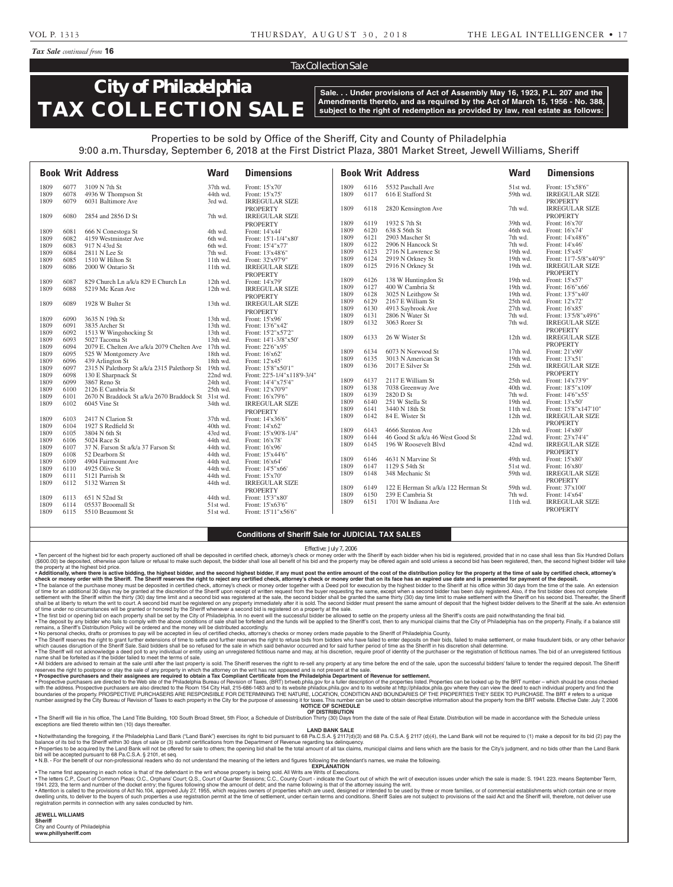*Tax Sale continued from* **16**

Tax Collection Sale

# City of Philadelphia TAX COLLECTION SALE

**Sale. . . Under provisions of Act of Assembly May 16, 1923, P.L. 207 and the Amendments thereto, and as required by the Act of March 15, 1956 - No. 388, subject to the right of redemption as provided by law, real estate as follows:**

Properties to be sold by Office of the Sheriff, City and County of Philadelphia
9:00 a.m. Thursday, September 6, 2018 at the First District Plaza, 3801 Market Street, Jewell Williams, Sheriff

| Book | Writ | Address | Ward | Dimensions |
|---|---|---|---|---|
| 1809 | 6077 | 3109 N 7th St | 37th wd. | Front: 15'x70' |
| 1809 | 6078 | 4936 W Thompson St | 44th wd. | Front: 15'x75' |
| 1809 | 6079 | 6031 Baltimore Ave | 3rd wd. | IRREGULAR SIZE PROPERTY |
| 1809 | 6080 | 2854 and 2856 D St | 7th wd. | IRREGULAR SIZE PROPERTY |
| 1809 | 6081 | 666 N Conestoga St | 4th wd. | Front: 14'x44' |
| 1809 | 6082 | 4159 Westminster Ave | 6th wd. | Front: 15'1-1/4"x80' |
| 1809 | 6083 | 917 N 43rd St | 6th wd. | Front: 15'4"x77' |
| 1809 | 6084 | 2811 N Lee St | 7th wd. | Front: 13'x48'6" |
| 1809 | 6085 | 1510 W Hilton St | 11th wd. | Front: 32'x97'9" |
| 1809 | 6086 | 2000 W Ontario St | 11th wd. | IRREGULAR SIZE PROPERTY |
| 1809 | 6087 | 829 Church Ln a/k/a 829 E Church Ln | 12th wd. | Front: 14'x79' |
| 1809 | 6088 | 5219 Mc Kean Ave | 12th wd. | IRREGULAR SIZE PROPERTY |
| 1809 | 6089 | 1928 W Bulter St | 13th wd. | IRREGULAR SIZE PROPERTY |
| 1809 | 6090 | 3635 N 19th St | 13th wd. | Front: 15'x96' |
| 1809 | 6091 | 3835 Archer St | 13th wd. | Front: 13'6"x42' |
| 1809 | 6092 | 1513 W Wingohocking St | 13th wd. | Front: 15'2"x57'2" |
| 1809 | 6093 | 5027 Tacoma St | 13th wd. | Front: 14'1-3/8"x50' |
| 1809 | 6094 | 2079 E. Chelten Ave a/k/a 2079 Chelten Ave | 17th wd. | Front: 22'6"x95' |
| 1809 | 6095 | 525 W Montgomery Ave | 18th wd. | Front: 16'x62' |
| 1809 | 6096 | 439 Arlington St | 18th wd. | Front: 12'x45' |
| 1809 | 6097 | 2315 N Palethorp St a/k/a 2315 Palethorp St | 19th wd. | Front: 15'8"x50'1" |
| 1809 | 6098 | 130 E Sharpnack St | 22nd wd. | Front: 22'5-1/4"x118'9-3/4" |
| 1809 | 6099 | 3867 Reno St | 24th wd. | Front: 14'4"x75'4" |
| 1809 | 6100 | 2126 E Cambria St | 25th wd. | Front: 12'x70'9" |
| 1809 | 6101 | 2670 N Braddock St a/k/a 2670 Braddock St | 31st wd. | Front: 16'x79'6" |
| 1809 | 6102 | 6045 Vine St | 34th wd. | IRREGULAR SIZE PROPERTY |
| 1809 | 6103 | 2417 N Clarion St | 37th wd. | Front: 14'x36'6" |
| 1809 | 6104 | 1927 S Redfield St | 40th wd. | Front: 14'x62' |
| 1809 | 6105 | 3804 N 6th St | 43rd wd. | Front: 15'x90'8-1/4" |
| 1809 | 6106 | 5024 Race St | 44th wd. | Front: 16'x78' |
| 1809 | 6107 | 37 N. Farson St a/k/a 37 Farson St | 44th wd. | Front: 16'x96' |
| 1809 | 6108 | 52 Dearborn St | 44th wd. | Front: 15'x44'6" |
| 1809 | 6109 | 4904 Fairmount Ave | 44th wd. | Front: 16'x64' |
| 1809 | 6110 | 4925 Olive St | 44th wd. | Front: 14'5"x66' |
| 1809 | 6111 | 5121 Parrish St | 44th wd. | Front: 15'x70' |
| 1809 | 6112 | 5132 Warren St | 44th wd. | IRREGULAR SIZE PROPERTY |
| 1809 | 6113 | 651 N 52nd St | 44th wd. | Front: 15'3"x80' |
| 1809 | 6114 | 05537 Broomall St | 51st wd. | Front: 15'x63'6" |
| 1809 | 6115 | 5510 Beaumont St | 51st wd. | Front: 15'11"x56'6" |
| 1809 | 6116 | 5532 Paschall Ave | 51st wd. | Front: 15'x58'6" |
| 1809 | 6117 | 616 E Stafford St | 59th wd. | IRREGULAR SIZE PROPERTY |
| 1809 | 6118 | 2820 Kensington Ave | 7th wd. | IRREGULAR SIZE PROPERTY |
| 1809 | 6119 | 1932 S 7th St | 39th wd. | Front: 16'x70' |
| 1809 | 6120 | 638 S 56th St | 46th wd. | Front: 16'x74' |
| 1809 | 6121 | 2903 Mascher St | 7th wd. | Front: 14'x48'6" |
| 1809 | 6122 | 2906 N Hancock St | 7th wd. | Front: 14'x46' |
| 1809 | 6123 | 2716 N Lawrence St | 19th wd. | Front: 15'x45' |
| 1809 | 6124 | 2919 N Orkney St | 19th wd. | Front: 11'7-5/8"x40'9" |
| 1809 | 6125 | 2916 N Orkney St | 19th wd. | IRREGULAR SIZE PROPERTY |
| 1809 | 6126 | 138 W Huntingdon St | 19th wd. | Front: 15'x57' |
| 1809 | 6127 | 400 W Cambria St | 19th wd. | Front: 16'6"x66' |
| 1809 | 6128 | 3025 N Leithgow St | 19th wd. | Front: 13'5"x40' |
| 1809 | 6129 | 2167 E William St | 25th wd. | Front: 12'x72' |
| 1809 | 6130 | 4913 Saybrook Ave | 27th wd. | Front: 16'x85' |
| 1809 | 6131 | 2806 N Water St | 7th wd. | Front: 13'5/8"x49'6" |
| 1809 | 6132 | 3063 Rorer St | 7th wd. | IRREGULAR SIZE PROPERTY |
| 1809 | 6133 | 26 W Wister St | 12th wd. | IRREGULAR SIZE PROPERTY |
| 1809 | 6134 | 6073 N Norwood St | 17th wd. | Front: 21'x90' |
| 1809 | 6135 | 3013 N American St | 19th wd. | Front: 13'x51' |
| 1809 | 6136 | 2017 E Silver St | 25th wd. | IRREGULAR SIZE PROPERTY |
| 1809 | 6137 | 2117 E William St | 25th wd. | Front: 14'x73'9" |
| 1809 | 6138 | 7038 Greenway Ave | 40th wd. | Front: 18'5"x109' |
| 1809 | 6139 | 2820 D St | 7th wd. | Front: 14'6"x55' |
| 1809 | 6140 | 251 W Stella St | 19th wd. | Front: 13'x50' |
| 1809 | 6141 | 3440 N 18th St | 11th wd. | Front: 15'8"x147'10" |
| 1809 | 6142 | 84 E. Wister St | 12th wd. | IRREGULAR SIZE PROPERTY |
| 1809 | 6143 | 4666 Stenton Ave | 12th wd. | Front: 14'x80' |
| 1809 | 6144 | 46 Good St a/k/a 46 West Good St | 22nd wd. | Front: 23'x74'4" |
| 1809 | 6145 | 196 W Roosevelt Blvd | 42nd wd. | IRREGULAR SIZE PROPERTY |
| 1809 | 6146 | 4631 N Marvine St | 49th wd. | Front: 15'x80' |
| 1809 | 6147 | 1129 S 54th St | 51st wd. | Front: 16'x80' |
| 1809 | 6148 | 348 Mechanic St | 59th wd. | IRREGULAR SIZE PROPERTY |
| 1809 | 6149 | 122 E Herman St a/k/a 122 Herman St | 59th wd. | Front: 37'x100' |
| 1809 | 6150 | 239 E Cambria St | 7th wd. | Front: 14'x64' |
| 1809 | 6151 | 1701 W Indiana Ave | 11th wd. | IRREGULAR SIZE PROPERTY |

## Conditions of Sheriff Sale for JUDICIAL TAX SALES

*Effective: July 7, 2006*

• Ten percent of the highest bid for each property auctioned off shall be deposited in certified check, attorney's check or money order with the Sheriff by each bidder when his bid is registered, provided that in no case shall less than Six Hundred Dollars ($600.00) be deposited, otherwise upon failure or refusal to make such deposit, the bidder shall lose all benefit of his bid and the property may be offered again and sold unless a second bid has been registered, then, the second highest bidder will take the property at the highest bid price.

**• Additionally, where there is active bidding, the highest bidder, and the second highest bidder, if any must post the entire amount of the cost of the distribution policy for the property at the time of sale by certified check, attorney's check or money order with the Sheriff. The Sheriff reserves the right to reject any certified check, attorney's check or money order that on its face has an expired use date and is presented for payment of the deposit.**

• The balance of the purchase money must be deposited in certified check, attorney's check or money order together with a Deed poll for execution by the highest bidder to the Sheriff at his office within 30 days from the time of the sale. An extension of time for an additional 30 days may be granted at the discretion of the Sheriff upon receipt of written request from the buyer requesting the same, except when a second bidder has been duly registered. Also, if the first bidder does not complete settlement with the Sheriff within the thirty (30) day time limit and a second bid was registered at the sale, the second bidder shall be granted the same thirty (30) day time limit to make settlement with the Sheriff on his second bid. Thereafter, the Sheriff shall be at liberty to return the writ to court. A second bid must be registered on any property immediately after it is sold. The second bidder must present the same amount of deposit that the highest bidder delivers to the Sheriff at the sale. An extension of time under no circumstances will be granted or honored by the Sheriff whenever a second bid is registered on a property at the sale.

• The first bid or opening bid on each property shall be set by the City of Philadelphia. In no event will the successful bidder be allowed to settle on the property unless all the Sheriff's costs are paid notwithstanding the final bid.

• The deposit by any bidder who fails to comply with the above conditions of sale shall be forfeited and the funds will be applied to the Sheriff's cost, then to any municipal claims that the City of Philadelphia has on the property. Finally, if a balance still remains, a Sheriff's Distribution Policy will be ordered and the money will be distributed accordingly.

• No personal checks, drafts or promises to pay will be accepted in lieu of certified checks, attorney's checks or money orders made payable to the Sheriff of Philadelphia County.

• The Sheriff reserves the right to grant further extensions of time to settle and further reserves the right to refuse bids from bidders who have failed to enter deposits on their bids, failed to make settlement, or make fraudulent bids, or any other behavior which causes disruption of the Sheriff Sale. Said bidders shall be so refused for the sale in which said behavior occurred and for said further period of time as the Sheriff in his discretion shall determine.

• The Sheriff will not acknowledge a deed poll to any individual or entity using an unregistered fictitious name and may, at his discretion, require proof of identity of the purchaser or the registration of fictitious names. The bid of an unregistered fictitious name shall be forfeited as if the bidder failed to meet the terms of sale.

• All bidders are advised to remain at the sale until after the last property is sold. The Sheriff reserves the right to re-sell any property at any time before the end of the sale, upon the successful bidders' failure to tender the required deposit. The Sheriff reserves the right to postpone or stay the sale of any property in which the attorney on the writ has not appeared and is not present at the sale.

**• Prospective purchasers and their assignees are required to obtain a Tax Compliant Certificate from the Philadelphia Department of Revenue for settlement.**

• Prospective purchasers are directed to the Web site of the Philadelphia Bureau of Revision of Taxes, (BRT) brtweb.phila.gov for a fuller description of the properties listed. Properties can be looked up by the BRT number – which should be cross checked with the address. Prospective purchasers are also directed to the Room 154 City Hall, 215-686-1483 and to its website philadox.phila.gov and to its website at http://philadox.phila.gov where they can view the deed to each individual property and find the boundaries of the property. PROSPECTIVE PURCHASERS ARE RESPONSIBLE FOR DETERMINING THE NATURE, LOCATION, CONDITION AND BOUNDARIES OF THE PROPERTIES THEY SEEK TO PURCHASE. The BRT # refers to a unique number assigned by the City Bureau of Revision of Taxes to each property in the City for the purpose of assessing it for taxes. This number can be used to obtain descriptive information about the property from the BRT website. Effective Date: July 7, 2006

**NOTICE OF SCHEDULE OF DISTRIBUTION**

• The Sheriff will file in his office, The Land Title Building, 100 South Broad Street, 5th Floor, a Schedule of Distribution Thirty (30) Days from the date of the sale of Real Estate. Distribution will be made in accordance with the Schedule unless exceptions are filed thereto within ten (10) days thereafter.

**LAND BANK SALE**

• Notwithstanding the foregoing, if the Philadelphia Land Bank ("Land Bank") exercises its right to bid pursuant to 68 Pa.C.S.A. § 2117(d)(3) and 68 Pa. C.S.A. § 2117 (d)(4), the Land Bank will not be required to (1) make a deposit for its bid (2) pay the balance of its bid to the Sheriff within 30 days of sale or (3) submit certifications from the Department of Revenue regarding tax delinquency.

• Properties to be acquired by the Land Bank will not be offered for sale to others; the opening bid shall be the total amount of all tax claims, municipal claims and liens which are the basis for the City's judgment, and no bids other than the Land Bank bid will be accepted pursuant to 68 Pa.C.S.A. § 2101, et seq.

• N.B. - For the benefit of our non-professional readers who do not understand the meaning of the letters and figures following the defendant's names, we make the following.

**EXPLANATION**

• The name first appearing in each notice is that of the defendant in the writ whose property is being sold. All Writs are Writs of Executions.

• The letters C.P., Court of Common Pleas; O.C., Orphans' Court; Q.S., Court of Quarter Sessions; C.C., County Court - indicate the Court out of which the writ of execution issues under which the sale is made: S. 1941. 223. means September Term, 1941. 223, the term and number of the docket entry; the figures following show the amount of debt; and the name following is that of the attorney issuing the writ.

• Attention is called to the provisions of Act No.104, approved July 27, 1955, which requires owners of properties which are used, designed or intended to be used by three or more families, or of commercial establishments which contain one or more dwelling units, to deliver to the buyers of such properties a use registration permit at the time of settlement, under certain terms and conditions. Sheriff Sales are not subject to provisions of the said Act and the Sheriff will, therefore, not deliver use registration permits in connection with any sales conducted by him.

**JEWELL WILLIAMS**
**Sheriff**
City and County of Philadelphia
**www.phillysheriff.com**